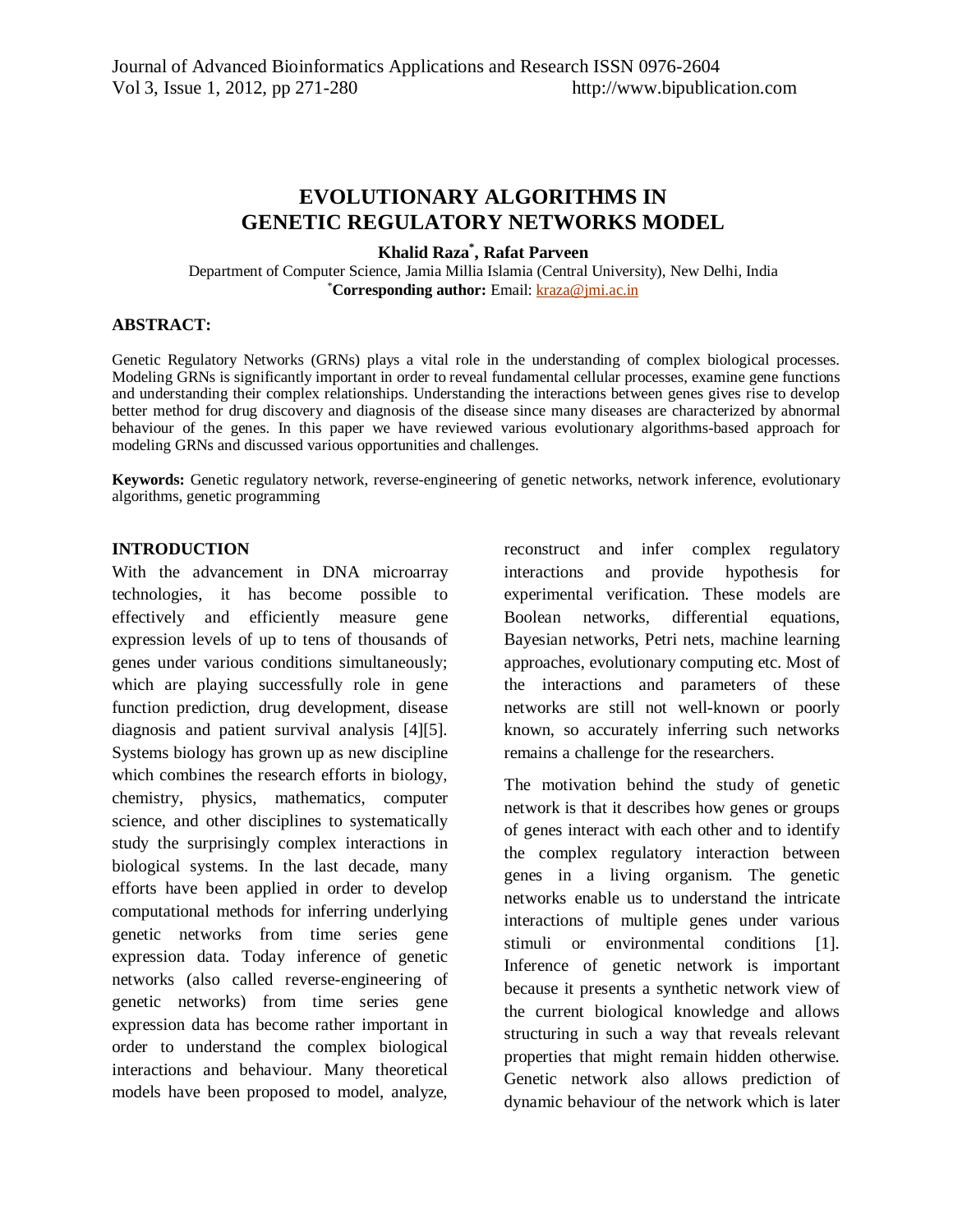# EVOLUTIONARY ALGORITHMS IN GENETIC REGULATORY NETWORKS MODEL

**Khalid Raza[*], Rafat Parveen**

Department of Computer Science, Jamia Millia Islamia (Central University), New Delhi, India

[*]**Corresponding author:** Email: kraza@jmi.ac.in

## ABSTRACT:

Genetic Regulatory Networks (GRNs) plays a vital role in the understanding of complex biological processes. Modeling GRNs is significantly important in order to reveal fundamental cellular processes, examine gene functions and understanding their complex relationships. Understanding the interactions between genes gives rise to develop better method for drug discovery and diagnosis of the disease since many diseases are characterized by abnormal behaviour of the genes. In this paper we have reviewed various evolutionary algorithms-based approach for modeling GRNs and discussed various opportunities and challenges.

**Keywords:** Genetic regulatory network, reverse-engineering of genetic networks, network inference, evolutionary algorithms, genetic programming

## INTRODUCTION

With the advancement in DNA microarray technologies, it has become possible to effectively and efficiently measure gene expression levels of up to tens of thousands of genes under various conditions simultaneously; which are playing successfully role in gene function prediction, drug development, disease diagnosis and patient survival analysis [4][5]. Systems biology has grown up as new discipline which combines the research efforts in biology, chemistry, physics, mathematics, computer science, and other disciplines to systematically study the surprisingly complex interactions in biological systems. In the last decade, many efforts have been applied in order to develop computational methods for inferring underlying genetic networks from time series gene expression data. Today inference of genetic networks (also called reverse-engineering of genetic networks) from time series gene expression data has become rather important in order to understand the complex biological interactions and behaviour. Many theoretical models have been proposed to model, analyze, reconstruct and infer complex regulatory interactions and provide hypothesis for experimental verification. These models are Boolean networks, differential equations, Bayesian networks, Petri nets, machine learning approaches, evolutionary computing etc. Most of the interactions and parameters of these networks are still not well-known or poorly known, so accurately inferring such networks remains a challenge for the researchers.

The motivation behind the study of genetic network is that it describes how genes or groups of genes interact with each other and to identify the complex regulatory interaction between genes in a living organism. The genetic networks enable us to understand the intricate interactions of multiple genes under various stimuli or environmental conditions [1]. Inference of genetic network is important because it presents a synthetic network view of the current biological knowledge and allows structuring in such a way that reveals relevant properties that might remain hidden otherwise. Genetic network also allows prediction of dynamic behaviour of the network which is later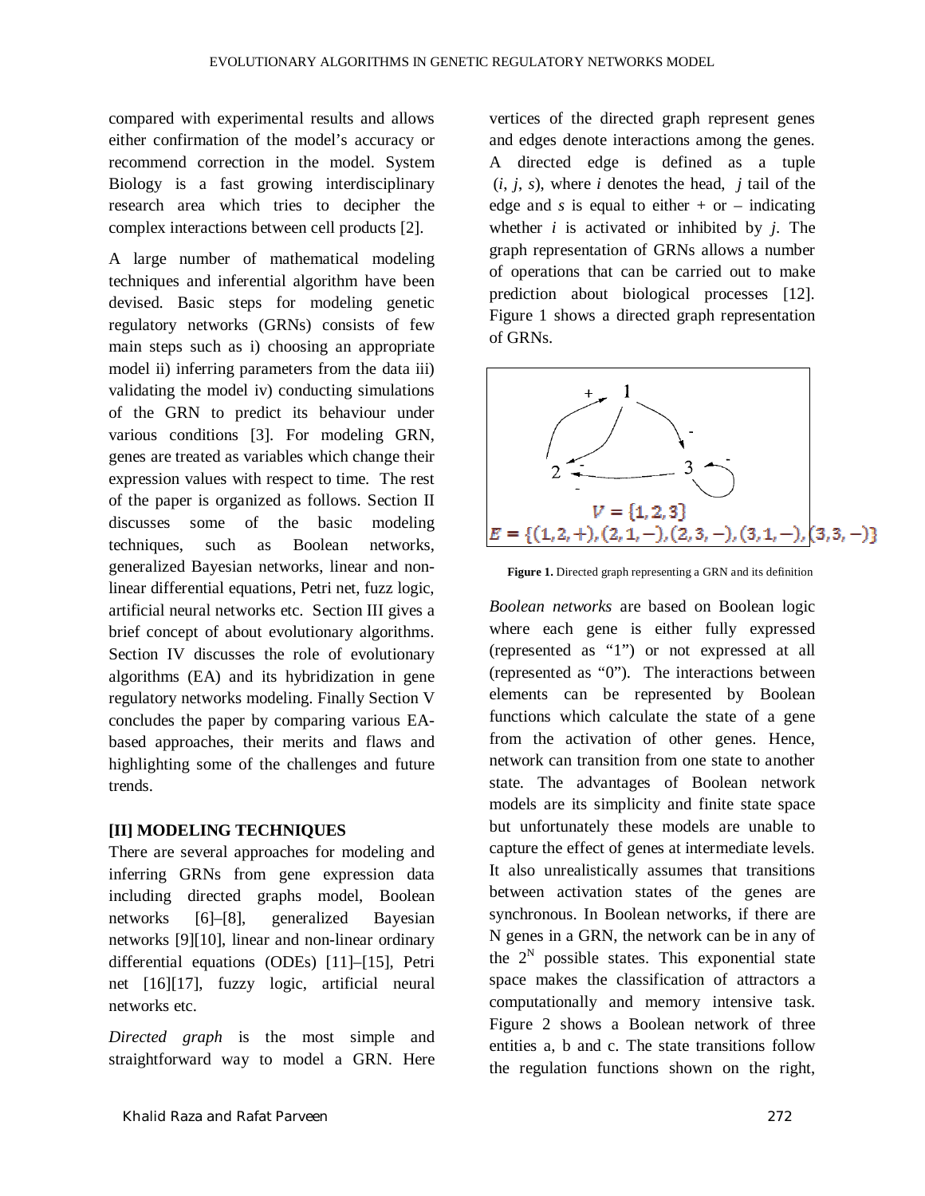compared with experimental results and allows either confirmation of the model's accuracy or recommend correction in the model. System Biology is a fast growing interdisciplinary research area which tries to decipher the complex interactions between cell products [2].

A large number of mathematical modeling techniques and inferential algorithm have been devised. Basic steps for modeling genetic regulatory networks (GRNs) consists of few main steps such as i) choosing an appropriate model ii) inferring parameters from the data iii) validating the model iv) conducting simulations of the GRN to predict its behaviour under various conditions [3]. For modeling GRN, genes are treated as variables which change their expression values with respect to time. The rest of the paper is organized as follows. Section II discusses some of the basic modeling techniques, such as Boolean networks, generalized Bayesian networks, linear and non-linear differential equations, Petri net, fuzz logic, artificial neural networks etc. Section III gives a brief concept of about evolutionary algorithms. Section IV discusses the role of evolutionary algorithms (EA) and its hybridization in gene regulatory networks modeling. Finally Section V concludes the paper by comparing various EA-based approaches, their merits and flaws and highlighting some of the challenges and future trends.

## [II] MODELING TECHNIQUES

There are several approaches for modeling and inferring GRNs from gene expression data including directed graphs model, Boolean networks [6]–[8], generalized Bayesian networks [9][10], linear and non-linear ordinary differential equations (ODEs) [11]–[15], Petri net [16][17], fuzzy logic, artificial neural networks etc.

*Directed graph* is the most simple and straightforward way to model a GRN. Here vertices of the directed graph represent genes and edges denote interactions among the genes. A directed edge is defined as a tuple $(i, j, s)$, where $i$ denotes the head, $j$ tail of the edge and $s$ is equal to either + or – indicating whether $i$ is activated or inhibited by $j$. The graph representation of GRNs allows a number of operations that can be carried out to make prediction about biological processes [12]. Figure 1 shows a directed graph representation of GRNs.

$$V = \{1, 2, 3\}$$
$$E = \{(1,2,+), (2,1,-), (2,3,-), (3,1,-), (3,3,-)\}$$

**Figure 1.** Directed graph representing a GRN and its definition

*Boolean networks* are based on Boolean logic where each gene is either fully expressed (represented as "1") or not expressed at all (represented as "0"). The interactions between elements can be represented by Boolean functions which calculate the state of a gene from the activation of other genes. Hence, network can transition from one state to another state. The advantages of Boolean network models are its simplicity and finite state space but unfortunately these models are unable to capture the effect of genes at intermediate levels. It also unrealistically assumes that transitions between activation states of the genes are synchronous. In Boolean networks, if there are N genes in a GRN, the network can be in any of the $2^N$ possible states. This exponential state space makes the classification of attractors a computationally and memory intensive task. Figure 2 shows a Boolean network of three entities a, b and c. The state transitions follow the regulation functions shown on the right,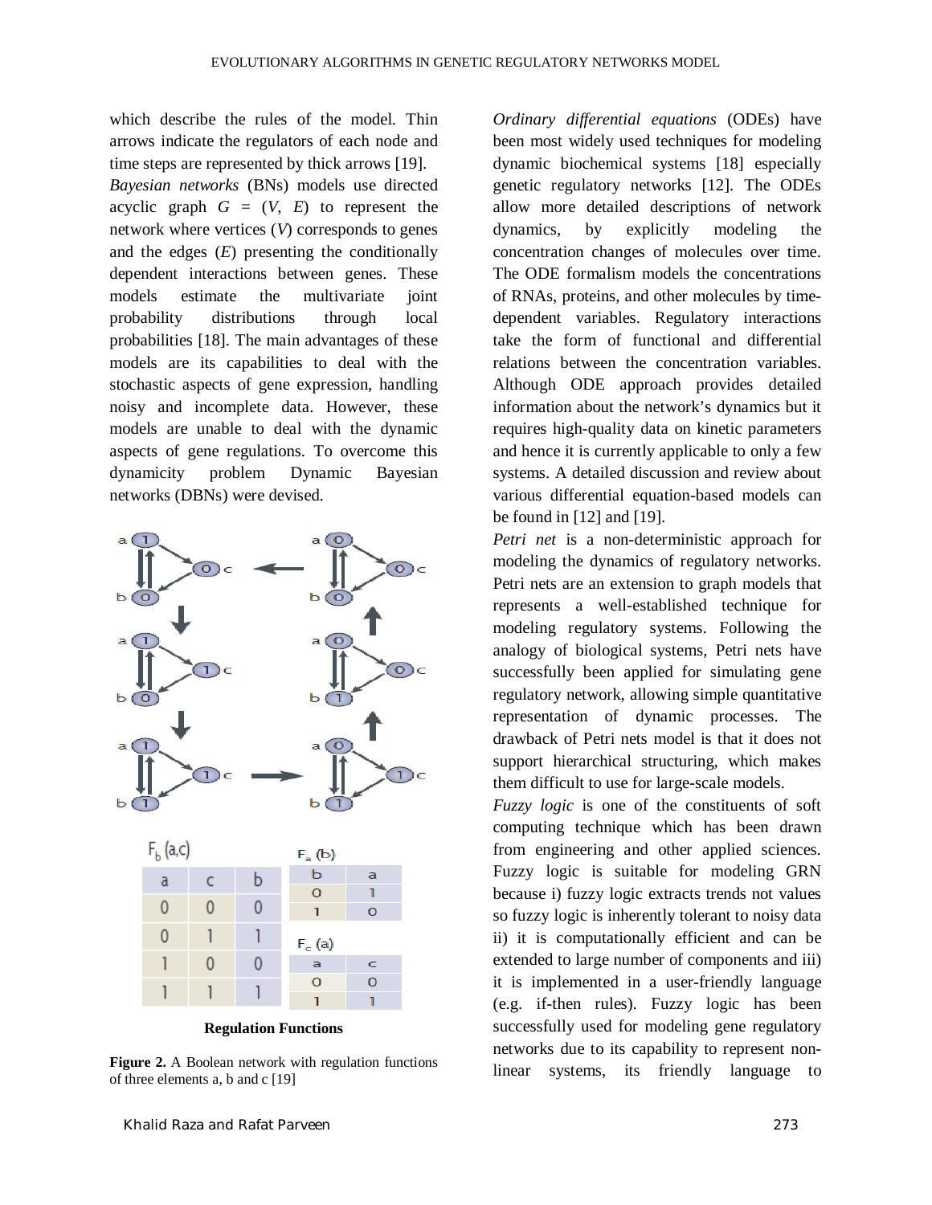which describe the rules of the model. Thin arrows indicate the regulators of each node and time steps are represented by thick arrows [19].

*Bayesian networks* (BNs) models use directed acyclic graph $G = (V, E)$ to represent the network where vertices ($V$) corresponds to genes and the edges ($E$) presenting the conditionally dependent interactions between genes. These models estimate the multivariate joint probability distributions through local probabilities [18]. The main advantages of these models are its capabilities to deal with the stochastic aspects of gene expression, handling noisy and incomplete data. However, these models are unable to deal with the dynamic aspects of gene regulations. To overcome this dynamicity problem Dynamic Bayesian networks (DBNs) were devised.

$F_b$ (a,c)

| a | c | b |
|---|---|---|
| 0 | 0 | 0 |
| 0 | 1 | 1 |
| 1 | 0 | 0 |
| 1 | 1 | 1 |

$F_a$ (b)

| b | a |
|---|---|
| 0 | 1 |
| 1 | 0 |

$F_c$ (a)

| a | c |
|---|---|
| 0 | 0 |
| 1 | 1 |

**Regulation Functions**

**Figure 2.** A Boolean network with regulation functions of three elements a, b and c [19]

*Ordinary differential equations* (ODEs) have been most widely used techniques for modeling dynamic biochemical systems [18] especially genetic regulatory networks [12]. The ODEs allow more detailed descriptions of network dynamics, by explicitly modeling the concentration changes of molecules over time. The ODE formalism models the concentrations of RNAs, proteins, and other molecules by time-dependent variables. Regulatory interactions take the form of functional and differential relations between the concentration variables. Although ODE approach provides detailed information about the network's dynamics but it requires high-quality data on kinetic parameters and hence it is currently applicable to only a few systems. A detailed discussion and review about various differential equation-based models can be found in [12] and [19].

*Petri net* is a non-deterministic approach for modeling the dynamics of regulatory networks. Petri nets are an extension to graph models that represents a well-established technique for modeling regulatory systems. Following the analogy of biological systems, Petri nets have successfully been applied for simulating gene regulatory network, allowing simple quantitative representation of dynamic processes. The drawback of Petri nets model is that it does not support hierarchical structuring, which makes them difficult to use for large-scale models.

*Fuzzy logic* is one of the constituents of soft computing technique which has been drawn from engineering and other applied sciences. Fuzzy logic is suitable for modeling GRN because i) fuzzy logic extracts trends not values so fuzzy logic is inherently tolerant to noisy data ii) it is computationally efficient and can be extended to large number of components and iii) it is implemented in a user-friendly language (e.g. if-then rules). Fuzzy logic has been successfully used for modeling gene regulatory networks due to its capability to represent non-linear systems, its friendly language to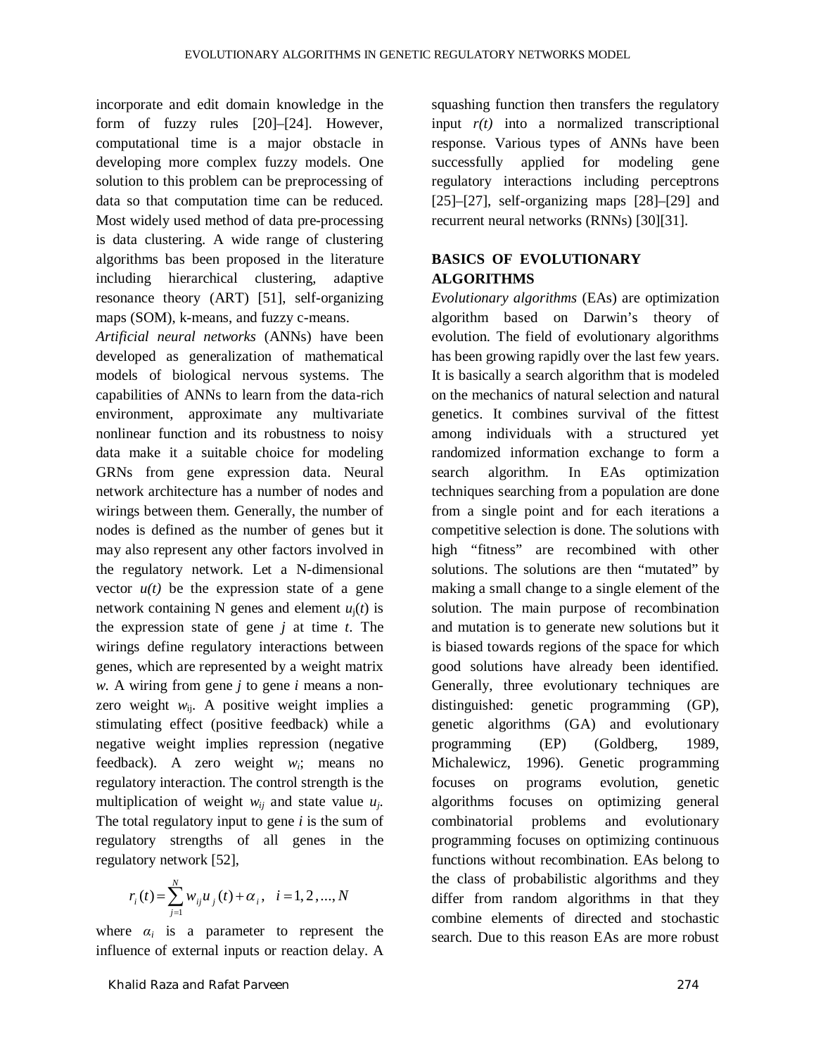incorporate and edit domain knowledge in the form of fuzzy rules [20]–[24]. However, computational time is a major obstacle in developing more complex fuzzy models. One solution to this problem can be preprocessing of data so that computation time can be reduced. Most widely used method of data pre-processing is data clustering. A wide range of clustering algorithms bas been proposed in the literature including hierarchical clustering, adaptive resonance theory (ART) [51], self-organizing maps (SOM), k-means, and fuzzy c-means.

*Artificial neural networks* (ANNs) have been developed as generalization of mathematical models of biological nervous systems. The capabilities of ANNs to learn from the data-rich environment, approximate any multivariate nonlinear function and its robustness to noisy data make it a suitable choice for modeling GRNs from gene expression data. Neural network architecture has a number of nodes and wirings between them. Generally, the number of nodes is defined as the number of genes but it may also represent any other factors involved in the regulatory network. Let a N-dimensional vector $u(t)$ be the expression state of a gene network containing N genes and element $u_j(t)$ is the expression state of gene $j$ at time $t$. The wirings define regulatory interactions between genes, which are represented by a weight matrix $w$. A wiring from gene $j$ to gene $i$ means a non-zero weight $w_{ij}$. A positive weight implies a stimulating effect (positive feedback) while a negative weight implies repression (negative feedback). A zero weight $w_i$; means no regulatory interaction. The control strength is the multiplication of weight $w_{ij}$ and state value $u_j$. The total regulatory input to gene $i$ is the sum of regulatory strengths of all genes in the regulatory network [52],

$$r_i(t) = \sum_{j=1}^{N} w_{ij} u_j(t) + \alpha_i, \quad i = 1, 2, ..., N$$

where $\alpha_i$ is a parameter to represent the influence of external inputs or reaction delay. A squashing function then transfers the regulatory input $r(t)$ into a normalized transcriptional response. Various types of ANNs have been successfully applied for modeling gene regulatory interactions including perceptrons [25]–[27], self-organizing maps [28]–[29] and recurrent neural networks (RNNs) [30][31].

## BASICS OF EVOLUTIONARY ALGORITHMS

*Evolutionary algorithms* (EAs) are optimization algorithm based on Darwin's theory of evolution. The field of evolutionary algorithms has been growing rapidly over the last few years. It is basically a search algorithm that is modeled on the mechanics of natural selection and natural genetics. It combines survival of the fittest among individuals with a structured yet randomized information exchange to form a search algorithm. In EAs optimization techniques searching from a population are done from a single point and for each iterations a competitive selection is done. The solutions with high "fitness" are recombined with other solutions. The solutions are then "mutated" by making a small change to a single element of the solution. The main purpose of recombination and mutation is to generate new solutions but it is biased towards regions of the space for which good solutions have already been identified. Generally, three evolutionary techniques are distinguished: genetic programming (GP), genetic algorithms (GA) and evolutionary programming (EP) (Goldberg, 1989, Michalewicz, 1996). Genetic programming focuses on programs evolution, genetic algorithms focuses on optimizing general combinatorial problems and evolutionary programming focuses on optimizing continuous functions without recombination. EAs belong to the class of probabilistic algorithms and they differ from random algorithms in that they combine elements of directed and stochastic search. Due to this reason EAs are more robust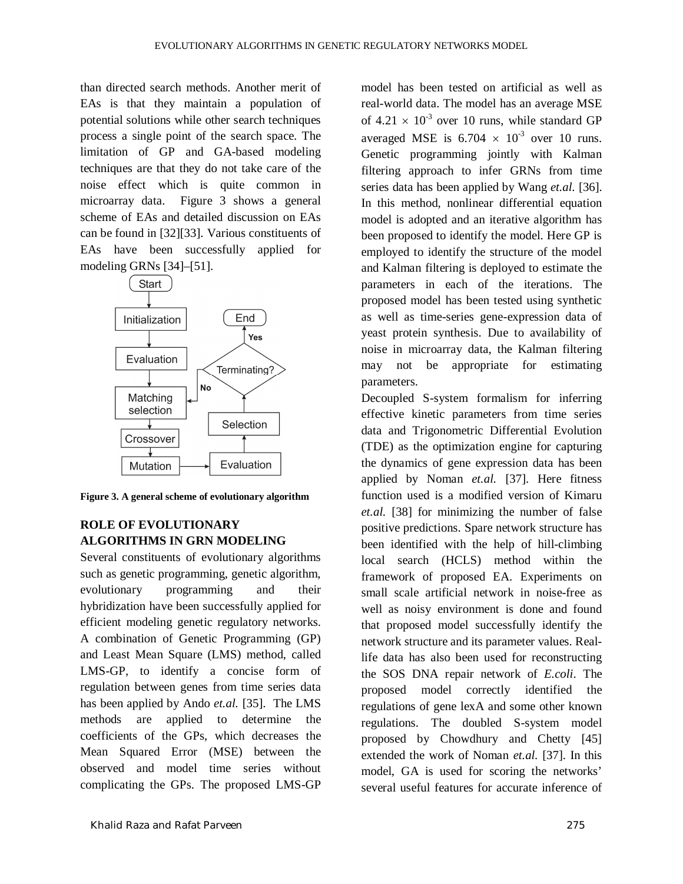than directed search methods. Another merit of EAs is that they maintain a population of potential solutions while other search techniques process a single point of the search space. The limitation of GP and GA-based modeling techniques are that they do not take care of the noise effect which is quite common in microarray data. Figure 3 shows a general scheme of EAs and detailed discussion on EAs can be found in [32][33]. Various constituents of EAs have been successfully applied for modeling GRNs [34]–[51].

**Figure 3. A general scheme of evolutionary algorithm**

## ROLE OF EVOLUTIONARY ALGORITHMS IN GRN MODELING

Several constituents of evolutionary algorithms such as genetic programming, genetic algorithm, evolutionary programming and their hybridization have been successfully applied for efficient modeling genetic regulatory networks. A combination of Genetic Programming (GP) and Least Mean Square (LMS) method, called LMS-GP, to identify a concise form of regulation between genes from time series data has been applied by Ando *et.al.* [35]. The LMS methods are applied to determine the coefficients of the GPs, which decreases the Mean Squared Error (MSE) between the observed and model time series without complicating the GPs. The proposed LMS-GP model has been tested on artificial as well as real-world data. The model has an average MSE of $4.21 \times 10^{-3}$ over 10 runs, while standard GP averaged MSE is $6.704 \times 10^{-3}$ over 10 runs. Genetic programming jointly with Kalman filtering approach to infer GRNs from time series data has been applied by Wang *et.al.* [36]. In this method, nonlinear differential equation model is adopted and an iterative algorithm has been proposed to identify the model. Here GP is employed to identify the structure of the model and Kalman filtering is deployed to estimate the parameters in each of the iterations. The proposed model has been tested using synthetic as well as time-series gene-expression data of yeast protein synthesis. Due to availability of noise in microarray data, the Kalman filtering may not be appropriate for estimating parameters.

Decoupled S-system formalism for inferring effective kinetic parameters from time series data and Trigonometric Differential Evolution (TDE) as the optimization engine for capturing the dynamics of gene expression data has been applied by Noman *et.al.* [37]. Here fitness function used is a modified version of Kimaru *et.al.* [38] for minimizing the number of false positive predictions. Spare network structure has been identified with the help of hill-climbing local search (HCLS) method within the framework of proposed EA. Experiments on small scale artificial network in noise-free as well as noisy environment is done and found that proposed model successfully identify the network structure and its parameter values. Real-life data has also been used for reconstructing the SOS DNA repair network of *E.coli*. The proposed model correctly identified the regulations of gene lexA and some other known regulations. The doubled S-system model proposed by Chowdhury and Chetty [45] extended the work of Noman *et.al.* [37]. In this model, GA is used for scoring the networks' several useful features for accurate inference of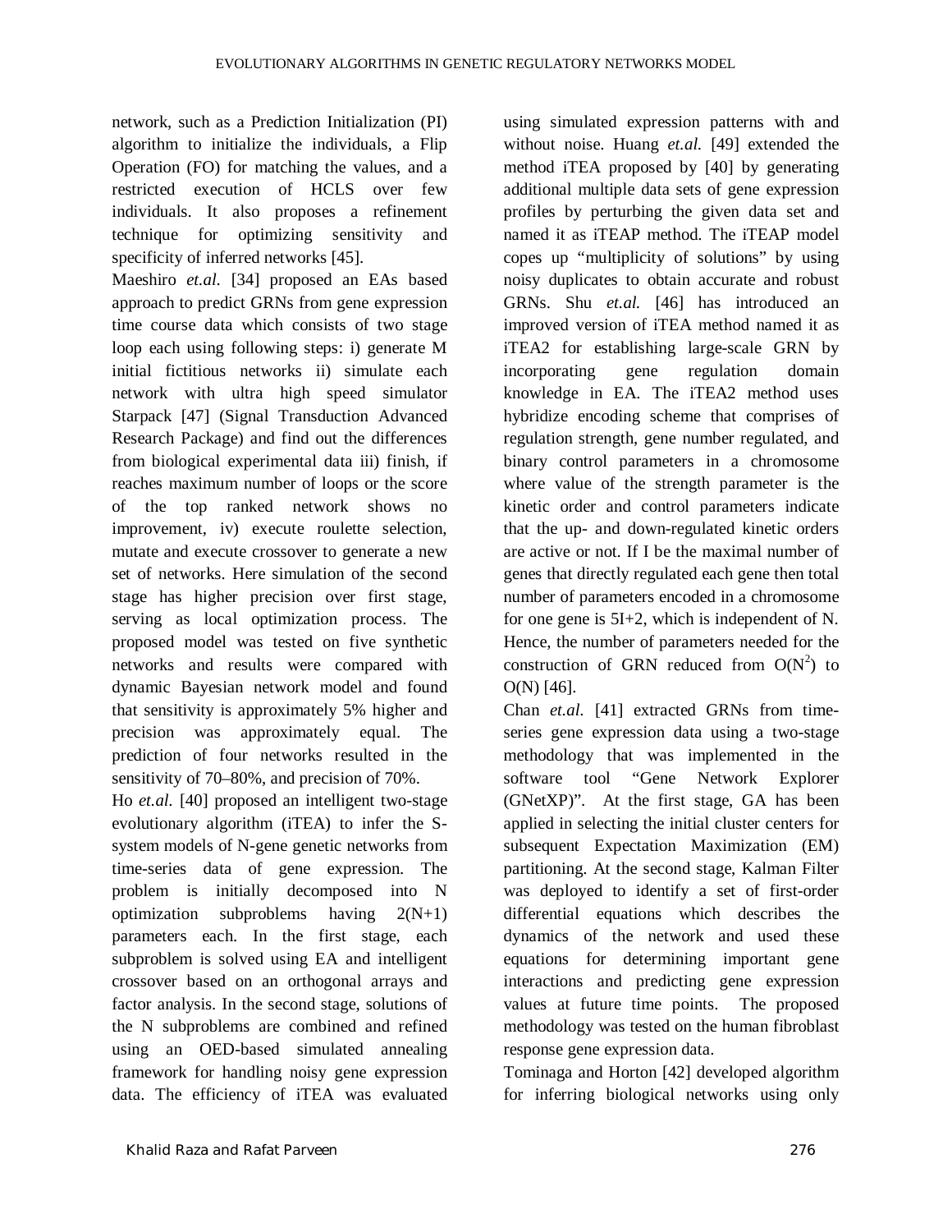network, such as a Prediction Initialization (PI) algorithm to initialize the individuals, a Flip Operation (FO) for matching the values, and a restricted execution of HCLS over few individuals. It also proposes a refinement technique for optimizing sensitivity and specificity of inferred networks [45].

Maeshiro *et.al.* [34] proposed an EAs based approach to predict GRNs from gene expression time course data which consists of two stage loop each using following steps: i) generate M initial fictitious networks ii) simulate each network with ultra high speed simulator Starpack [47] (Signal Transduction Advanced Research Package) and find out the differences from biological experimental data iii) finish, if reaches maximum number of loops or the score of the top ranked network shows no improvement, iv) execute roulette selection, mutate and execute crossover to generate a new set of networks. Here simulation of the second stage has higher precision over first stage, serving as local optimization process. The proposed model was tested on five synthetic networks and results were compared with dynamic Bayesian network model and found that sensitivity is approximately 5% higher and precision was approximately equal. The prediction of four networks resulted in the sensitivity of 70–80%, and precision of 70%.

Ho *et.al.* [40] proposed an intelligent two-stage evolutionary algorithm (iTEA) to infer the S-system models of N-gene genetic networks from time-series data of gene expression. The problem is initially decomposed into N optimization subproblems having 2(N+1) parameters each. In the first stage, each subproblem is solved using EA and intelligent crossover based on an orthogonal arrays and factor analysis. In the second stage, solutions of the N subproblems are combined and refined using an OED-based simulated annealing framework for handling noisy gene expression data. The efficiency of iTEA was evaluated using simulated expression patterns with and without noise. Huang *et.al.* [49] extended the method iTEA proposed by [40] by generating additional multiple data sets of gene expression profiles by perturbing the given data set and named it as iTEAP method. The iTEAP model copes up "multiplicity of solutions" by using noisy duplicates to obtain accurate and robust GRNs. Shu *et.al.* [46] has introduced an improved version of iTEA method named it as iTEA2 for establishing large-scale GRN by incorporating gene regulation domain knowledge in EA. The iTEA2 method uses hybridize encoding scheme that comprises of regulation strength, gene number regulated, and binary control parameters in a chromosome where value of the strength parameter is the kinetic order and control parameters indicate that the up- and down-regulated kinetic orders are active or not. If I be the maximal number of genes that directly regulated each gene then total number of parameters encoded in a chromosome for one gene is 5I+2, which is independent of N. Hence, the number of parameters needed for the construction of GRN reduced from $O(N^2)$ to $O(N)$ [46].

Chan *et.al.* [41] extracted GRNs from time-series gene expression data using a two-stage methodology that was implemented in the software tool "Gene Network Explorer (GNetXP)". At the first stage, GA has been applied in selecting the initial cluster centers for subsequent Expectation Maximization (EM) partitioning. At the second stage, Kalman Filter was deployed to identify a set of first-order differential equations which describes the dynamics of the network and used these equations for determining important gene interactions and predicting gene expression values at future time points. The proposed methodology was tested on the human fibroblast response gene expression data.

Tominaga and Horton [42] developed algorithm for inferring biological networks using only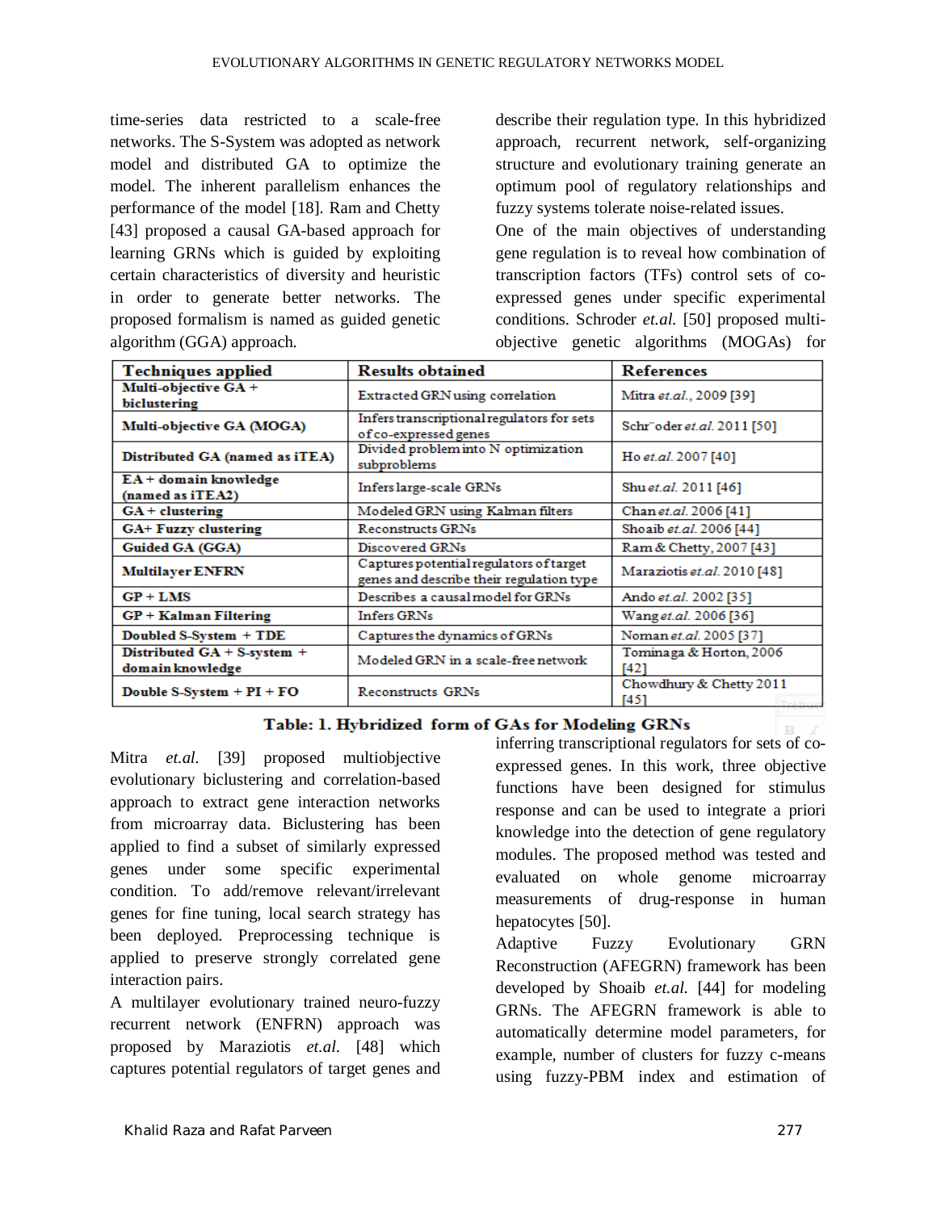time-series data restricted to a scale-free networks. The S-System was adopted as network model and distributed GA to optimize the model. The inherent parallelism enhances the performance of the model [18]. Ram and Chetty [43] proposed a causal GA-based approach for learning GRNs which is guided by exploiting certain characteristics of diversity and heuristic in order to generate better networks. The proposed formalism is named as guided genetic algorithm (GGA) approach.

describe their regulation type. In this hybridized approach, recurrent network, self-organizing structure and evolutionary training generate an optimum pool of regulatory relationships and fuzzy systems tolerate noise-related issues.

One of the main objectives of understanding gene regulation is to reveal how combination of transcription factors (TFs) control sets of co-expressed genes under specific experimental conditions. Schroder *et.al.* [50] proposed multi-objective genetic algorithms (MOGAs) for inferring transcriptional regulators for sets of co-expressed genes. In this work, three objective functions have been designed for stimulus response and can be used to integrate a priori knowledge into the detection of gene regulatory modules. The proposed method was tested and evaluated on whole genome microarray measurements of drug-response in human hepatocytes [50].

| Techniques applied | Results obtained | References |
|---|---|---|
| **Multi-objective GA + biclustering** | Extracted GRN using correlation | Mitra *et.al.*, 2009 [39] |
| **Multi-objective GA (MOGA)** | Infers transcriptional regulators for sets of co-expressed genes | Schr¨oder *et.al.* 2011 [50] |
| **Distributed GA (named as iTEA)** | Divided problem into N optimization subproblems | Ho *et.al.* 2007 [40] |
| **EA + domain knowledge (named as iTEA2)** | Infers large-scale GRNs | Shu *et.al.* 2011 [46] |
| **GA + clustering** | Modeled GRN using Kalman filters | Chan *et.al.* 2006 [41] |
| **GA+ Fuzzy clustering** | Reconstructs GRNs | Shoaib *et.al.* 2006 [44] |
| **Guided GA (GGA)** | Discovered GRNs | Ram & Chetty, 2007 [43] |
| **Multilayer ENFRN** | Captures potential regulators of target genes and describe their regulation type | Maraziotis *et.al.* 2010 [48] |
| **GP + LMS** | Describes a causal model for GRNs | Ando *et.al.* 2002 [35] |
| **GP + Kalman Filtering** | Infers GRNs | Wang *et.al.* 2006 [36] |
| **Doubled S-System + TDE** | Captures the dynamics of GRNs | Noman *et.al.* 2005 [37] |
| **Distributed GA + S-system + domain knowledge** | Modeled GRN in a scale-free network | Tominaga & Horton, 2006 [42] |
| **Double S-System + PI + FO** | Reconstructs GRNs | Chowdhury & Chetty 2011 [45] |

**Table: 1. Hybridized form of GAs for Modeling GRNs**

Mitra *et.al.* [39] proposed multiobjective evolutionary biclustering and correlation-based approach to extract gene interaction networks from microarray data. Biclustering has been applied to find a subset of similarly expressed genes under some specific experimental condition. To add/remove relevant/irrelevant genes for fine tuning, local search strategy has been deployed. Preprocessing technique is applied to preserve strongly correlated gene interaction pairs.

A multilayer evolutionary trained neuro-fuzzy recurrent network (ENFRN) approach was proposed by Maraziotis *et.al.* [48] which captures potential regulators of target genes and

Adaptive Fuzzy Evolutionary GRN Reconstruction (AFEGRN) framework has been developed by Shoaib *et.al.* [44] for modeling GRNs. The AFEGRN framework is able to automatically determine model parameters, for example, number of clusters for fuzzy c-means using fuzzy-PBM index and estimation of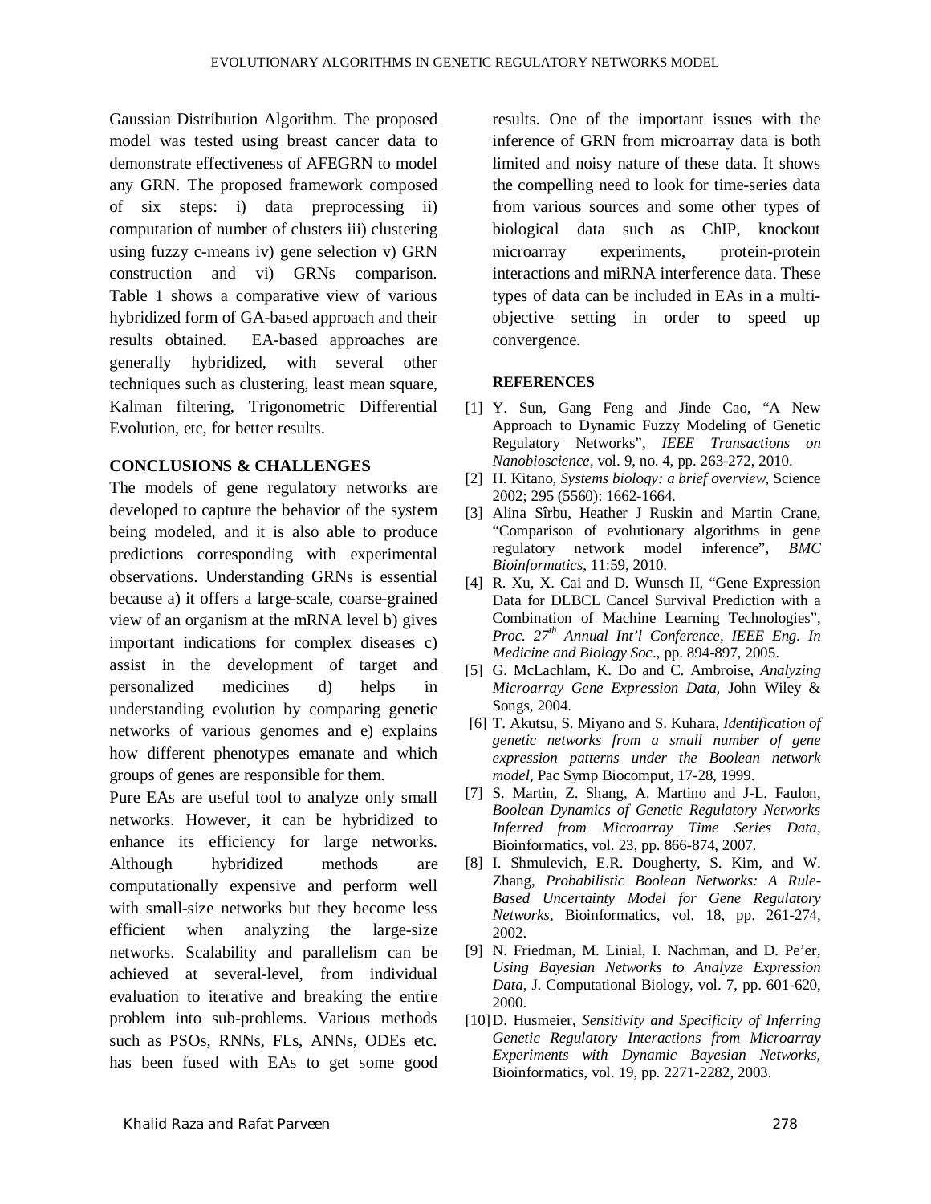Gaussian Distribution Algorithm. The proposed model was tested using breast cancer data to demonstrate effectiveness of AFEGRN to model any GRN. The proposed framework composed of six steps: i) data preprocessing ii) computation of number of clusters iii) clustering using fuzzy c-means iv) gene selection v) GRN construction and vi) GRNs comparison. Table 1 shows a comparative view of various hybridized form of GA-based approach and their results obtained. EA-based approaches are generally hybridized, with several other techniques such as clustering, least mean square, Kalman filtering, Trigonometric Differential Evolution, etc, for better results.

## CONCLUSIONS & CHALLENGES

The models of gene regulatory networks are developed to capture the behavior of the system being modeled, and it is also able to produce predictions corresponding with experimental observations. Understanding GRNs is essential because a) it offers a large-scale, coarse-grained view of an organism at the mRNA level b) gives important indications for complex diseases c) assist in the development of target and personalized medicines d) helps in understanding evolution by comparing genetic networks of various genomes and e) explains how different phenotypes emanate and which groups of genes are responsible for them.

Pure EAs are useful tool to analyze only small networks. However, it can be hybridized to enhance its efficiency for large networks. Although hybridized methods are computationally expensive and perform well with small-size networks but they become less efficient when analyzing the large-size networks. Scalability and parallelism can be achieved at several-level, from individual evaluation to iterative and breaking the entire problem into sub-problems. Various methods such as PSOs, RNNs, FLs, ANNs, ODEs etc. has been fused with EAs to get some good results. One of the important issues with the inference of GRN from microarray data is both limited and noisy nature of these data. It shows the compelling need to look for time-series data from various sources and some other types of biological data such as ChIP, knockout microarray experiments, protein-protein interactions and miRNA interference data. These types of data can be included in EAs in a multi-objective setting in order to speed up convergence.

## REFERENCES

[1] Y. Sun, Gang Feng and Jinde Cao, "A New Approach to Dynamic Fuzzy Modeling of Genetic Regulatory Networks", *IEEE Transactions on Nanobioscience*, vol. 9, no. 4, pp. 263-272, 2010.

[2] H. Kitano, *Systems biology: a brief overview*, Science 2002; 295 (5560): 1662-1664.

[3] Alina Sîrbu, Heather J Ruskin and Martin Crane, "Comparison of evolutionary algorithms in gene regulatory network model inference", *BMC Bioinformatics*, 11:59, 2010.

[4] R. Xu, X. Cai and D. Wunsch II, "Gene Expression Data for DLBCL Cancel Survival Prediction with a Combination of Machine Learning Technologies", *Proc. 27th Annual Int'l Conference, IEEE Eng. In Medicine and Biology Soc*., pp. 894-897, 2005.

[5] G. McLachlam, K. Do and C. Ambroise, *Analyzing Microarray Gene Expression Data*, John Wiley & Songs, 2004.

[6] T. Akutsu, S. Miyano and S. Kuhara, *Identification of genetic networks from a small number of gene expression patterns under the Boolean network model*, Pac Symp Biocomput, 17-28, 1999.

[7] S. Martin, Z. Shang, A. Martino and J-L. Faulon, *Boolean Dynamics of Genetic Regulatory Networks Inferred from Microarray Time Series Data*, Bioinformatics, vol. 23, pp. 866-874, 2007.

[8] I. Shmulevich, E.R. Dougherty, S. Kim, and W. Zhang, *Probabilistic Boolean Networks: A Rule-Based Uncertainty Model for Gene Regulatory Networks*, Bioinformatics, vol. 18, pp. 261-274, 2002.

[9] N. Friedman, M. Linial, I. Nachman, and D. Pe'er, *Using Bayesian Networks to Analyze Expression Data*, J. Computational Biology, vol. 7, pp. 601-620, 2000.

[10] D. Husmeier, *Sensitivity and Specificity of Inferring Genetic Regulatory Interactions from Microarray Experiments with Dynamic Bayesian Networks,* Bioinformatics, vol. 19, pp. 2271-2282, 2003.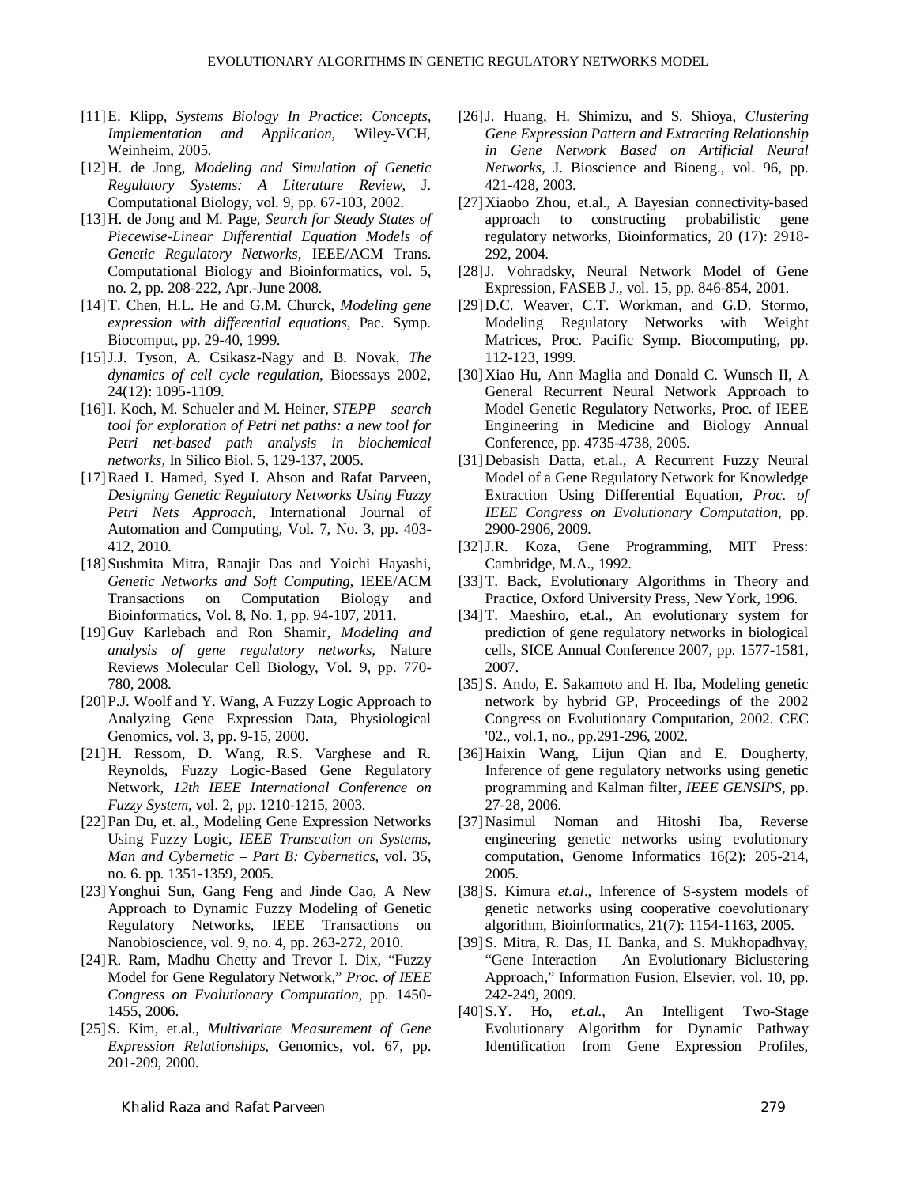[11] E. Klipp, *Systems Biology In Practice*: *Concepts, Implementation and Application*, Wiley-VCH, Weinheim, 2005.

[12] H. de Jong, *Modeling and Simulation of Genetic Regulatory Systems: A Literature Review*, J. Computational Biology, vol. 9, pp. 67-103, 2002.

[13] H. de Jong and M. Page, *Search for Steady States of Piecewise-Linear Differential Equation Models of Genetic Regulatory Networks*, IEEE/ACM Trans. Computational Biology and Bioinformatics, vol. 5, no. 2, pp. 208-222, Apr.-June 2008.

[14] T. Chen, H.L. He and G.M. Churck, *Modeling gene expression with differential equations*, Pac. Symp. Biocomput, pp. 29-40, 1999.

[15] J.J. Tyson, A. Csikasz-Nagy and B. Novak, *The dynamics of cell cycle regulation*, Bioessays 2002, 24(12): 1095-1109.

[16] I. Koch, M. Schueler and M. Heiner, *STEPP – search tool for exploration of Petri net paths: a new tool for Petri net-based path analysis in biochemical networks*, In Silico Biol. 5, 129-137, 2005.

[17] Raed I. Hamed, Syed I. Ahson and Rafat Parveen, *Designing Genetic Regulatory Networks Using Fuzzy Petri Nets Approach*, International Journal of Automation and Computing, Vol. 7, No. 3, pp. 403-412, 2010.

[18] Sushmita Mitra, Ranajit Das and Yoichi Hayashi, *Genetic Networks and Soft Computing*, IEEE/ACM Transactions on Computation Biology and Bioinformatics, Vol. 8, No. 1, pp. 94-107, 2011.

[19] Guy Karlebach and Ron Shamir, *Modeling and analysis of gene regulatory networks*, Nature Reviews Molecular Cell Biology, Vol. 9, pp. 770-780, 2008.

[20] P.J. Woolf and Y. Wang, A Fuzzy Logic Approach to Analyzing Gene Expression Data, Physiological Genomics, vol. 3, pp. 9-15, 2000.

[21] H. Ressom, D. Wang, R.S. Varghese and R. Reynolds, Fuzzy Logic-Based Gene Regulatory Network, *12th IEEE International Conference on Fuzzy System*, vol. 2, pp. 1210-1215, 2003.

[22] Pan Du, et. al., Modeling Gene Expression Networks Using Fuzzy Logic, *IEEE Transcation on Systems, Man and Cybernetic – Part B: Cybernetics*, vol. 35, no. 6. pp. 1351-1359, 2005.

[23] Yonghui Sun, Gang Feng and Jinde Cao, A New Approach to Dynamic Fuzzy Modeling of Genetic Regulatory Networks, IEEE Transactions on Nanobioscience, vol. 9, no. 4, pp. 263-272, 2010.

[24] R. Ram, Madhu Chetty and Trevor I. Dix, "Fuzzy Model for Gene Regulatory Network," *Proc. of IEEE Congress on Evolutionary Computation*, pp. 1450-1455, 2006.

[25] S. Kim, et.al., *Multivariate Measurement of Gene Expression Relationships*, Genomics, vol. 67, pp. 201-209, 2000.

[26] J. Huang, H. Shimizu, and S. Shioya, *Clustering Gene Expression Pattern and Extracting Relationship in Gene Network Based on Artificial Neural Networks*, J. Bioscience and Bioeng., vol. 96, pp. 421-428, 2003.

[27] Xiaobo Zhou, et.al., A Bayesian connectivity-based approach to constructing probabilistic gene regulatory networks, Bioinformatics, 20 (17): 2918-292, 2004.

[28] J. Vohradsky, Neural Network Model of Gene Expression, FASEB J., vol. 15, pp. 846-854, 2001.

[29] D.C. Weaver, C.T. Workman, and G.D. Stormo, Modeling Regulatory Networks with Weight Matrices, Proc. Pacific Symp. Biocomputing, pp. 112-123, 1999.

[30] Xiao Hu, Ann Maglia and Donald C. Wunsch II, A General Recurrent Neural Network Approach to Model Genetic Regulatory Networks, Proc. of IEEE Engineering in Medicine and Biology Annual Conference, pp. 4735-4738, 2005.

[31] Debasish Datta, et.al., A Recurrent Fuzzy Neural Model of a Gene Regulatory Network for Knowledge Extraction Using Differential Equation, *Proc. of IEEE Congress on Evolutionary Computation*, pp. 2900-2906, 2009.

[32] J.R. Koza, Gene Programming, MIT Press: Cambridge, M.A., 1992.

[33] T. Back, Evolutionary Algorithms in Theory and Practice, Oxford University Press, New York, 1996.

[34] T. Maeshiro, et.al., An evolutionary system for prediction of gene regulatory networks in biological cells, SICE Annual Conference 2007, pp. 1577-1581, 2007.

[35] S. Ando, E. Sakamoto and H. Iba, Modeling genetic network by hybrid GP, Proceedings of the 2002 Congress on Evolutionary Computation, 2002. CEC '02., vol.1, no., pp.291-296, 2002.

[36] Haixin Wang, Lijun Qian and E. Dougherty, Inference of gene regulatory networks using genetic programming and Kalman filter, *IEEE GENSIPS*, pp. 27-28, 2006.

[37] Nasimul Noman and Hitoshi Iba, Reverse engineering genetic networks using evolutionary computation, Genome Informatics 16(2): 205-214, 2005.

[38] S. Kimura *et.al*., Inference of S-system models of genetic networks using cooperative coevolutionary algorithm, Bioinformatics, 21(7): 1154-1163, 2005.

[39] S. Mitra, R. Das, H. Banka, and S. Mukhopadhyay, "Gene Interaction – An Evolutionary Biclustering Approach," Information Fusion, Elsevier, vol. 10, pp. 242-249, 2009.

[40] S.Y. Ho, *et.al.*, An Intelligent Two-Stage Evolutionary Algorithm for Dynamic Pathway Identification from Gene Expression Profiles,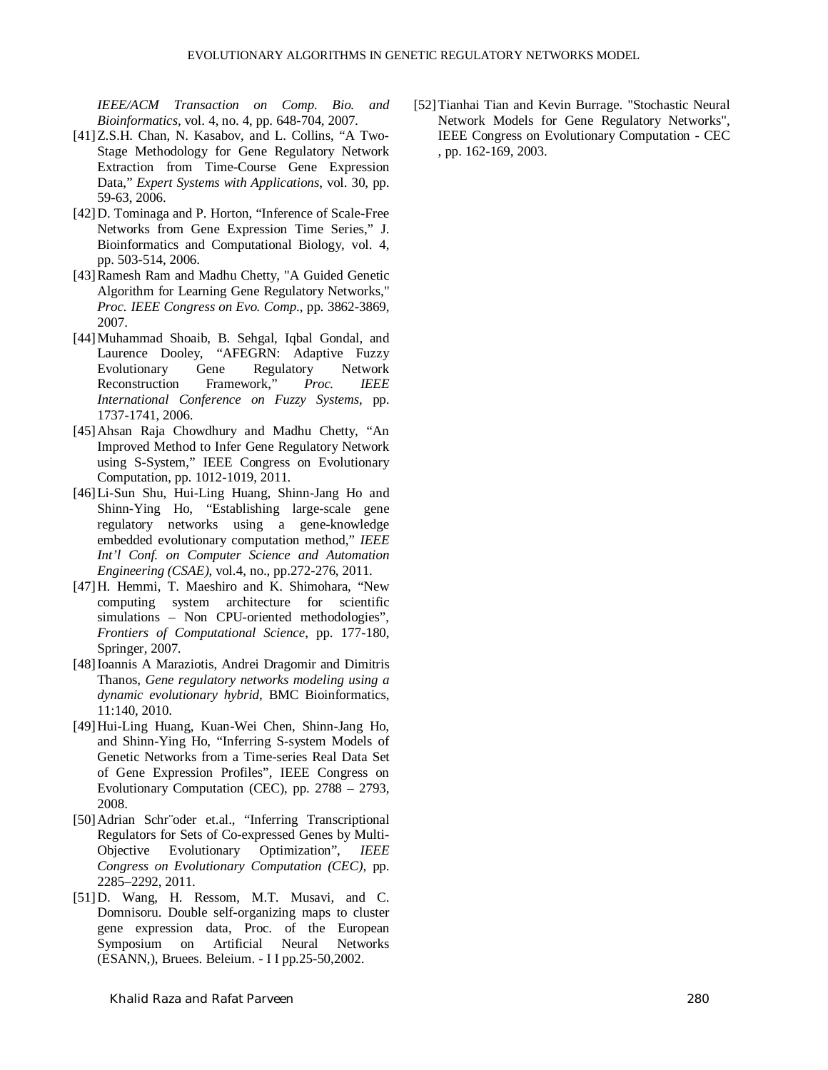*IEEE/ACM Transaction on Comp. Bio. and Bioinformatics*, vol. 4, no. 4, pp. 648-704, 2007.

[41] Z.S.H. Chan, N. Kasabov, and L. Collins, “A Two-Stage Methodology for Gene Regulatory Network Extraction from Time-Course Gene Expression Data,” *Expert Systems with Applications*, vol. 30, pp. 59-63, 2006.

[42] D. Tominaga and P. Horton, “Inference of Scale-Free Networks from Gene Expression Time Series,” J. Bioinformatics and Computational Biology, vol. 4, pp. 503-514, 2006.

[43] Ramesh Ram and Madhu Chetty, "A Guided Genetic Algorithm for Learning Gene Regulatory Networks," *Proc. IEEE Congress on Evo. Comp.*, pp. 3862-3869, 2007.

[44] Muhammad Shoaib, B. Sehgal, Iqbal Gondal, and Laurence Dooley, “AFEGRN: Adaptive Fuzzy Evolutionary Gene Regulatory Network Reconstruction Framework,” *Proc. IEEE International Conference on Fuzzy Systems*, pp. 1737-1741, 2006.

[45] Ahsan Raja Chowdhury and Madhu Chetty, “An Improved Method to Infer Gene Regulatory Network using S-System,” IEEE Congress on Evolutionary Computation, pp. 1012-1019, 2011.

[46] Li-Sun Shu, Hui-Ling Huang, Shinn-Jang Ho and Shinn-Ying Ho, “Establishing large-scale gene regulatory networks using a gene-knowledge embedded evolutionary computation method,” *IEEE Int’l Conf. on Computer Science and Automation Engineering (CSAE)*, vol.4, no., pp.272-276, 2011.

[47] H. Hemmi, T. Maeshiro and K. Shimohara, “New computing system architecture for scientific simulations – Non CPU-oriented methodologies”, *Frontiers of Computational Science*, pp. 177-180, Springer, 2007.

[48] Ioannis A Maraziotis, Andrei Dragomir and Dimitris Thanos, *Gene regulatory networks modeling using a dynamic evolutionary hybrid*, BMC Bioinformatics, 11:140, 2010.

[49] Hui-Ling Huang, Kuan-Wei Chen, Shinn-Jang Ho, and Shinn-Ying Ho, “Inferring S-system Models of Genetic Networks from a Time-series Real Data Set of Gene Expression Profiles”, IEEE Congress on Evolutionary Computation (CEC), pp. 2788 – 2793, 2008.

[50] Adrian Schr¨oder et.al., “Inferring Transcriptional Regulators for Sets of Co-expressed Genes by Multi-Objective Evolutionary Optimization”, *IEEE Congress on Evolutionary Computation (CEC)*, pp. 2285–2292, 2011.

[51] D. Wang, H. Ressom, M.T. Musavi, and C. Domnisoru. Double self-organizing maps to cluster gene expression data, Proc. of the European Symposium on Artificial Neural Networks (ESANN,), Bruees. Beleium. - I I pp.25-50,2002.

[52] Tianhai Tian and Kevin Burrage. "Stochastic Neural Network Models for Gene Regulatory Networks", IEEE Congress on Evolutionary Computation - CEC , pp. 162-169, 2003.